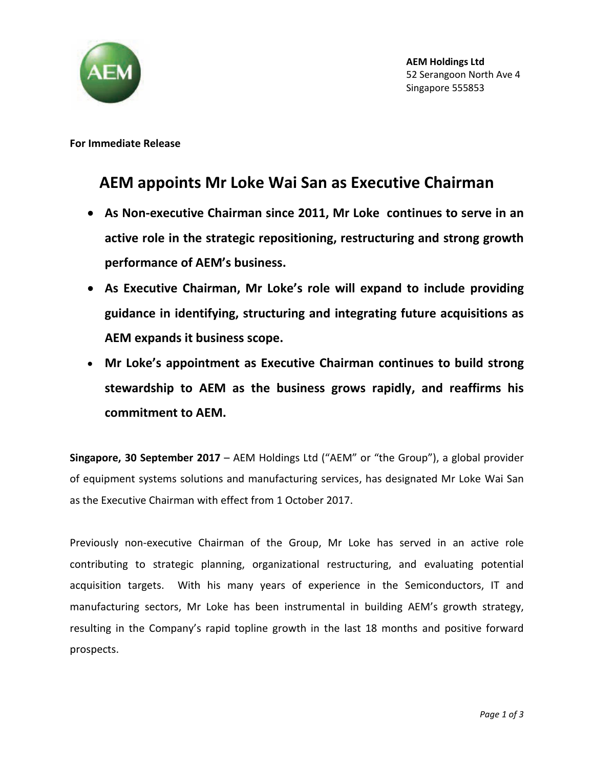**AEM Holdings Ltd**
52 Serangoon North Ave 4
Singapore 555853

**For Immediate Release**

# AEM appoints Mr Loke Wai San as Executive Chairman

- **As Non-executive Chairman since 2011, Mr Loke continues to serve in an active role in the strategic repositioning, restructuring and strong growth performance of AEM's business.**
- **As Executive Chairman, Mr Loke's role will expand to include providing guidance in identifying, structuring and integrating future acquisitions as AEM expands it business scope.**
- **Mr Loke's appointment as Executive Chairman continues to build strong stewardship to AEM as the business grows rapidly, and reaffirms his commitment to AEM.**

**Singapore, 30 September 2017** – AEM Holdings Ltd ("AEM" or "the Group"), a global provider of equipment systems solutions and manufacturing services, has designated Mr Loke Wai San as the Executive Chairman with effect from 1 October 2017.

Previously non-executive Chairman of the Group, Mr Loke has served in an active role contributing to strategic planning, organizational restructuring, and evaluating potential acquisition targets. With his many years of experience in the Semiconductors, IT and manufacturing sectors, Mr Loke has been instrumental in building AEM's growth strategy, resulting in the Company's rapid topline growth in the last 18 months and positive forward prospects.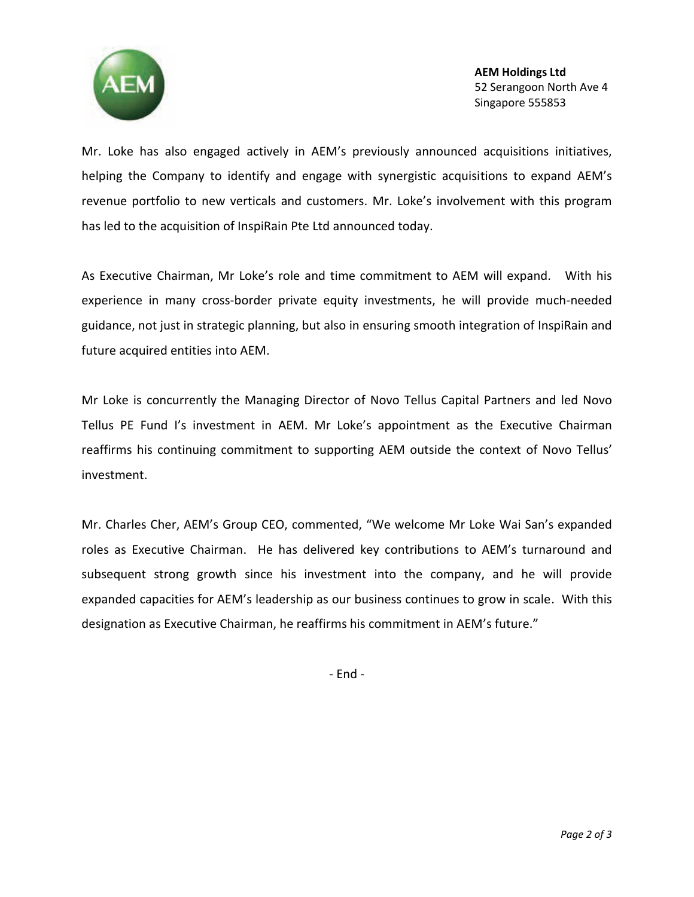Mr. Loke has also engaged actively in AEM's previously announced acquisitions initiatives, helping the Company to identify and engage with synergistic acquisitions to expand AEM's revenue portfolio to new verticals and customers. Mr. Loke's involvement with this program has led to the acquisition of InspiRain Pte Ltd announced today.

As Executive Chairman, Mr Loke's role and time commitment to AEM will expand. With his experience in many cross-border private equity investments, he will provide much-needed guidance, not just in strategic planning, but also in ensuring smooth integration of InspiRain and future acquired entities into AEM.

Mr Loke is concurrently the Managing Director of Novo Tellus Capital Partners and led Novo Tellus PE Fund I's investment in AEM. Mr Loke's appointment as the Executive Chairman reaffirms his continuing commitment to supporting AEM outside the context of Novo Tellus' investment.

Mr. Charles Cher, AEM's Group CEO, commented, "We welcome Mr Loke Wai San's expanded roles as Executive Chairman. He has delivered key contributions to AEM's turnaround and subsequent strong growth since his investment into the company, and he will provide expanded capacities for AEM's leadership as our business continues to grow in scale. With this designation as Executive Chairman, he reaffirms his commitment in AEM's future."

- End -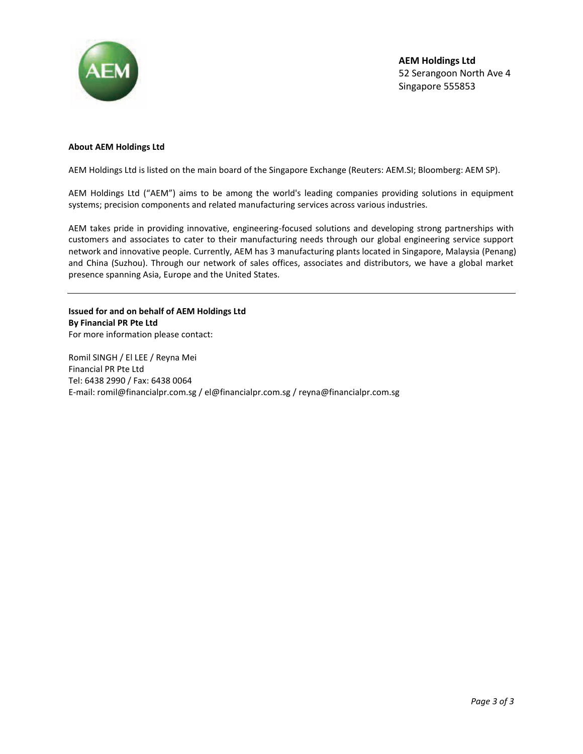**AEM Holdings Ltd**
52 Serangoon North Ave 4
Singapore 555853

**About AEM Holdings Ltd**

AEM Holdings Ltd is listed on the main board of the Singapore Exchange (Reuters: AEM.SI; Bloomberg: AEM SP).

AEM Holdings Ltd ("AEM") aims to be among the world's leading companies providing solutions in equipment systems; precision components and related manufacturing services across various industries.

AEM takes pride in providing innovative, engineering-focused solutions and developing strong partnerships with customers and associates to cater to their manufacturing needs through our global engineering service support network and innovative people. Currently, AEM has 3 manufacturing plants located in Singapore, Malaysia (Penang) and China (Suzhou). Through our network of sales offices, associates and distributors, we have a global market presence spanning Asia, Europe and the United States.

---

**Issued for and on behalf of AEM Holdings Ltd**
**By Financial PR Pte Ltd**
For more information please contact:

Romil SINGH / El LEE / Reyna Mei
Financial PR Pte Ltd
Tel: 6438 2990 / Fax: 6438 0064
E-mail: romil@financialpr.com.sg / el@financialpr.com.sg / reyna@financialpr.com.sg